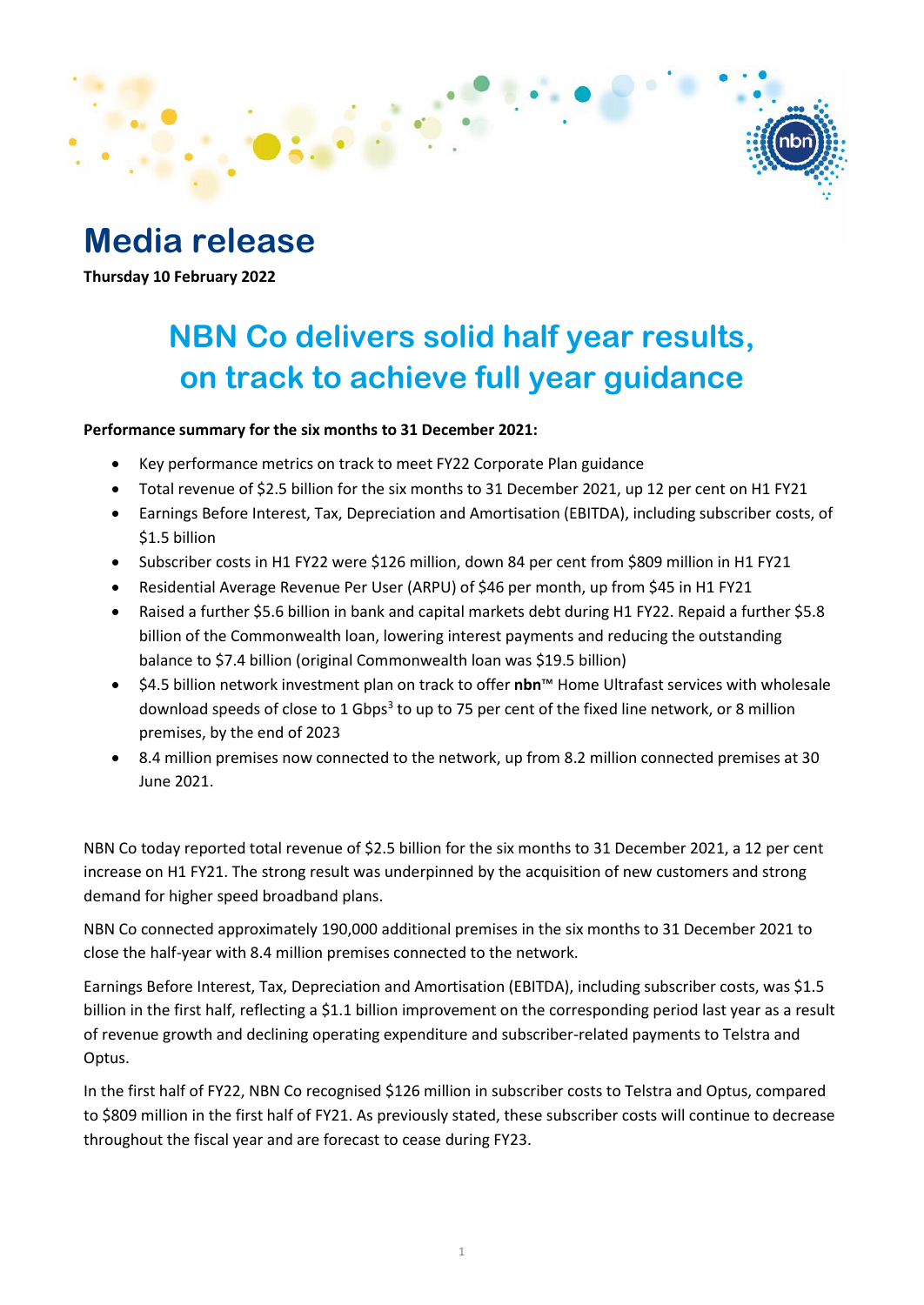# Media release

**Thursday 10 February 2022**

## NBN Co delivers solid half year results, on track to achieve full year guidance

**Performance summary for the six months to 31 December 2021:**

- Key performance metrics on track to meet FY22 Corporate Plan guidance
- Total revenue of $2.5 billion for the six months to 31 December 2021, up 12 per cent on H1 FY21
- Earnings Before Interest, Tax, Depreciation and Amortisation (EBITDA), including subscriber costs, of $1.5 billion
- Subscriber costs in H1 FY22 were $126 million, down 84 per cent from $809 million in H1 FY21
- Residential Average Revenue Per User (ARPU) of $46 per month, up from $45 in H1 FY21
- Raised a further $5.6 billion in bank and capital markets debt during H1 FY22. Repaid a further $5.8 billion of the Commonwealth loan, lowering interest payments and reducing the outstanding balance to $7.4 billion (original Commonwealth loan was $19.5 billion)
- $4.5 billion network investment plan on track to offer **nbn**™ Home Ultrafast services with wholesale download speeds of close to 1 Gbps[3] to up to 75 per cent of the fixed line network, or 8 million premises, by the end of 2023
- 8.4 million premises now connected to the network, up from 8.2 million connected premises at 30 June 2021.

NBN Co today reported total revenue of $2.5 billion for the six months to 31 December 2021, a 12 per cent increase on H1 FY21. The strong result was underpinned by the acquisition of new customers and strong demand for higher speed broadband plans.

NBN Co connected approximately 190,000 additional premises in the six months to 31 December 2021 to close the half-year with 8.4 million premises connected to the network.

Earnings Before Interest, Tax, Depreciation and Amortisation (EBITDA), including subscriber costs, was $1.5 billion in the first half, reflecting a $1.1 billion improvement on the corresponding period last year as a result of revenue growth and declining operating expenditure and subscriber-related payments to Telstra and Optus.

In the first half of FY22, NBN Co recognised $126 million in subscriber costs to Telstra and Optus, compared to $809 million in the first half of FY21. As previously stated, these subscriber costs will continue to decrease throughout the fiscal year and are forecast to cease during FY23.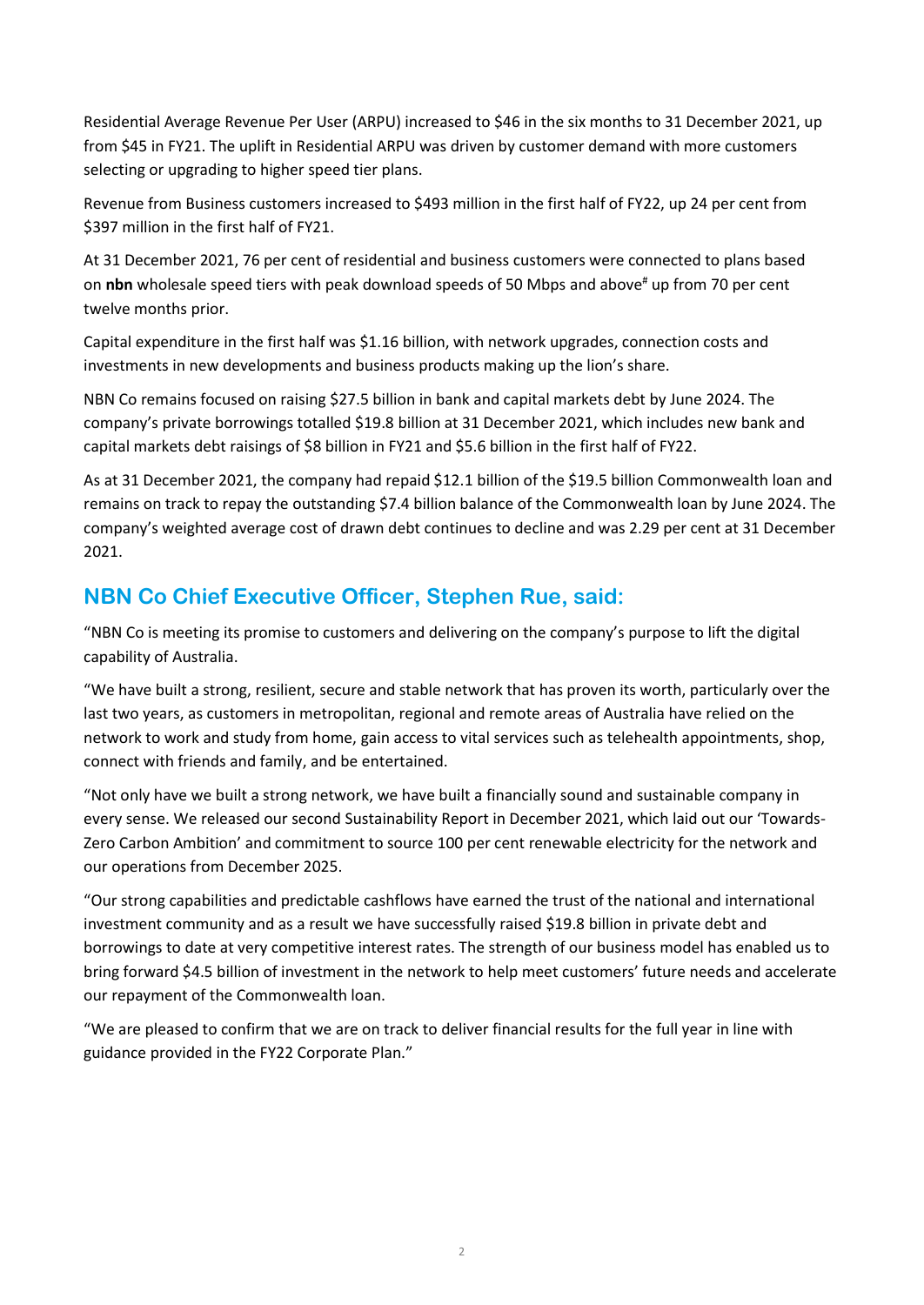Residential Average Revenue Per User (ARPU) increased to $46 in the six months to 31 December 2021, up from $45 in FY21. The uplift in Residential ARPU was driven by customer demand with more customers selecting or upgrading to higher speed tier plans.

Revenue from Business customers increased to $493 million in the first half of FY22, up 24 per cent from $397 million in the first half of FY21.

At 31 December 2021, 76 per cent of residential and business customers were connected to plans based on **nbn** wholesale speed tiers with peak download speeds of 50 Mbps and above[#] up from 70 per cent twelve months prior.

Capital expenditure in the first half was $1.16 billion, with network upgrades, connection costs and investments in new developments and business products making up the lion's share.

NBN Co remains focused on raising $27.5 billion in bank and capital markets debt by June 2024. The company's private borrowings totalled $19.8 billion at 31 December 2021, which includes new bank and capital markets debt raisings of $8 billion in FY21 and $5.6 billion in the first half of FY22.

As at 31 December 2021, the company had repaid $12.1 billion of the $19.5 billion Commonwealth loan and remains on track to repay the outstanding $7.4 billion balance of the Commonwealth loan by June 2024. The company's weighted average cost of drawn debt continues to decline and was 2.29 per cent at 31 December 2021.

## NBN Co Chief Executive Officer, Stephen Rue, said:

"NBN Co is meeting its promise to customers and delivering on the company's purpose to lift the digital capability of Australia.

"We have built a strong, resilient, secure and stable network that has proven its worth, particularly over the last two years, as customers in metropolitan, regional and remote areas of Australia have relied on the network to work and study from home, gain access to vital services such as telehealth appointments, shop, connect with friends and family, and be entertained.

"Not only have we built a strong network, we have built a financially sound and sustainable company in every sense. We released our second Sustainability Report in December 2021, which laid out our 'Towards-Zero Carbon Ambition' and commitment to source 100 per cent renewable electricity for the network and our operations from December 2025.

"Our strong capabilities and predictable cashflows have earned the trust of the national and international investment community and as a result we have successfully raised $19.8 billion in private debt and borrowings to date at very competitive interest rates. The strength of our business model has enabled us to bring forward $4.5 billion of investment in the network to help meet customers' future needs and accelerate our repayment of the Commonwealth loan.

"We are pleased to confirm that we are on track to deliver financial results for the full year in line with guidance provided in the FY22 Corporate Plan."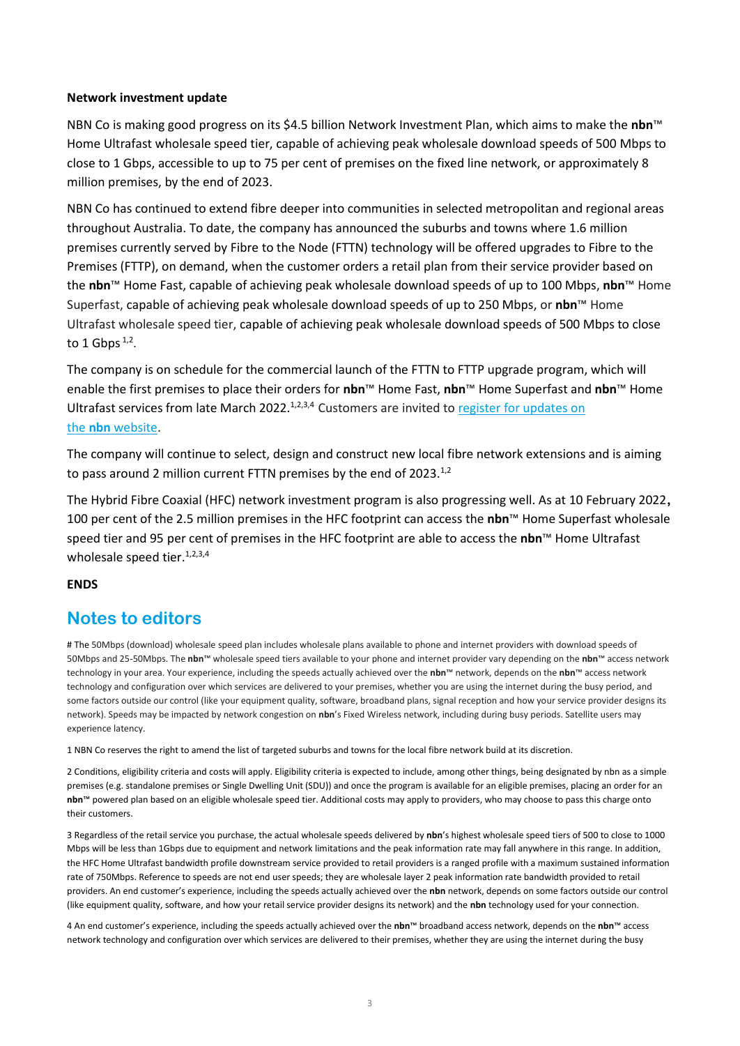**Network investment update**

NBN Co is making good progress on its $4.5 billion Network Investment Plan, which aims to make the **nbn**™ Home Ultrafast wholesale speed tier, capable of achieving peak wholesale download speeds of 500 Mbps to close to 1 Gbps, accessible to up to 75 per cent of premises on the fixed line network, or approximately 8 million premises, by the end of 2023.

NBN Co has continued to extend fibre deeper into communities in selected metropolitan and regional areas throughout Australia. To date, the company has announced the suburbs and towns where 1.6 million premises currently served by Fibre to the Node (FTTN) technology will be offered upgrades to Fibre to the Premises (FTTP), on demand, when the customer orders a retail plan from their service provider based on the **nbn**™ Home Fast, capable of achieving peak wholesale download speeds of up to 100 Mbps, **nbn**™ Home Superfast, capable of achieving peak wholesale download speeds of up to 250 Mbps, or **nbn**™ Home Ultrafast wholesale speed tier, capable of achieving peak wholesale download speeds of 500 Mbps to close to 1 Gbps [1,2].

The company is on schedule for the commercial launch of the FTTN to FTTP upgrade program, which will enable the first premises to place their orders for **nbn**™ Home Fast, **nbn**™ Home Superfast and **nbn**™ Home Ultrafast services from late March 2022.[1,2,3,4] Customers are invited to register for updates on the **nbn** website.

The company will continue to select, design and construct new local fibre network extensions and is aiming to pass around 2 million current FTTN premises by the end of 2023.[1,2]

The Hybrid Fibre Coaxial (HFC) network investment program is also progressing well. As at 10 February 2022, 100 per cent of the 2.5 million premises in the HFC footprint can access the **nbn**™ Home Superfast wholesale speed tier and 95 per cent of premises in the HFC footprint are able to access the **nbn**™ Home Ultrafast wholesale speed tier.[1,2,3,4]

**ENDS**

## Notes to editors

# The 50Mbps (download) wholesale speed plan includes wholesale plans available to phone and internet providers with download speeds of 50Mbps and 25-50Mbps. The **nbn**™ wholesale speed tiers available to your phone and internet provider vary depending on the **nbn**™ access network technology in your area. Your experience, including the speeds actually achieved over the **nbn**™ network, depends on the **nbn**™ access network technology and configuration over which services are delivered to your premises, whether you are using the internet during the busy period, and some factors outside our control (like your equipment quality, software, broadband plans, signal reception and how your service provider designs its network). Speeds may be impacted by network congestion on **nbn**'s Fixed Wireless network, including during busy periods. Satellite users may experience latency.

1 NBN Co reserves the right to amend the list of targeted suburbs and towns for the local fibre network build at its discretion.

2 Conditions, eligibility criteria and costs will apply. Eligibility criteria is expected to include, among other things, being designated by nbn as a simple premises (e.g. standalone premises or Single Dwelling Unit (SDU)) and once the program is available for an eligible premises, placing an order for an **nbn**™ powered plan based on an eligible wholesale speed tier. Additional costs may apply to providers, who may choose to pass this charge onto their customers.

3 Regardless of the retail service you purchase, the actual wholesale speeds delivered by **nbn**'s highest wholesale speed tiers of 500 to close to 1000 Mbps will be less than 1Gbps due to equipment and network limitations and the peak information rate may fall anywhere in this range. In addition, the HFC Home Ultrafast bandwidth profile downstream service provided to retail providers is a ranged profile with a maximum sustained information rate of 750Mbps. Reference to speeds are not end user speeds; they are wholesale layer 2 peak information rate bandwidth provided to retail providers. An end customer's experience, including the speeds actually achieved over the **nbn** network, depends on some factors outside our control (like equipment quality, software, and how your retail service provider designs its network) and the **nbn** technology used for your connection.

4 An end customer's experience, including the speeds actually achieved over the **nbn**™ broadband access network, depends on the **nbn**™ access network technology and configuration over which services are delivered to their premises, whether they are using the internet during the busy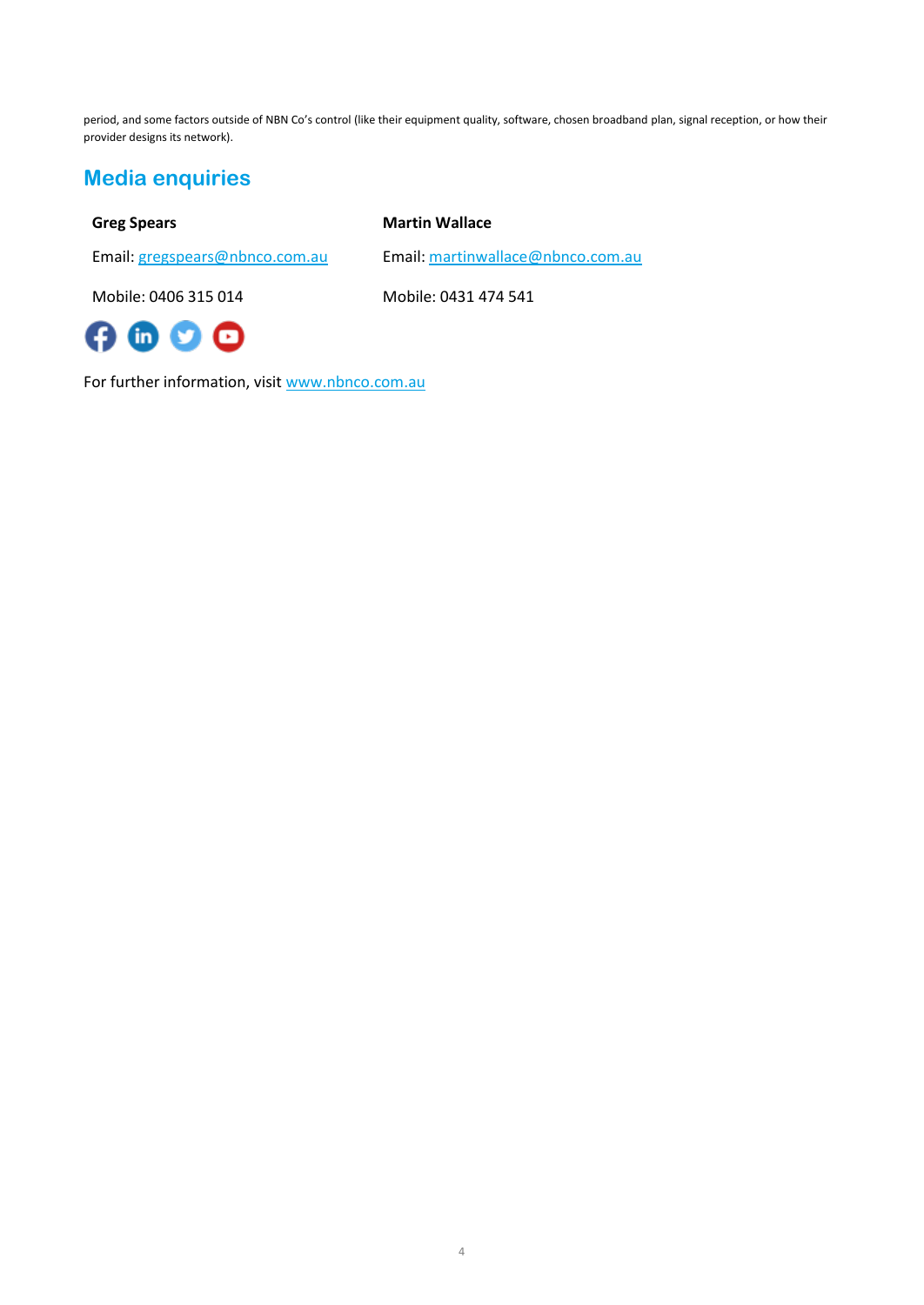period, and some factors outside of NBN Co's control (like their equipment quality, software, chosen broadband plan, signal reception, or how their provider designs its network).

## Media enquiries

| | |
|---|---|
| **Greg Spears** | **Martin Wallace** |
| Email: gregspears@nbnco.com.au | Email: martinwallace@nbnco.com.au |
| Mobile: 0406 315 014 | Mobile: 0431 474 541 |

For further information, visit www.nbnco.com.au